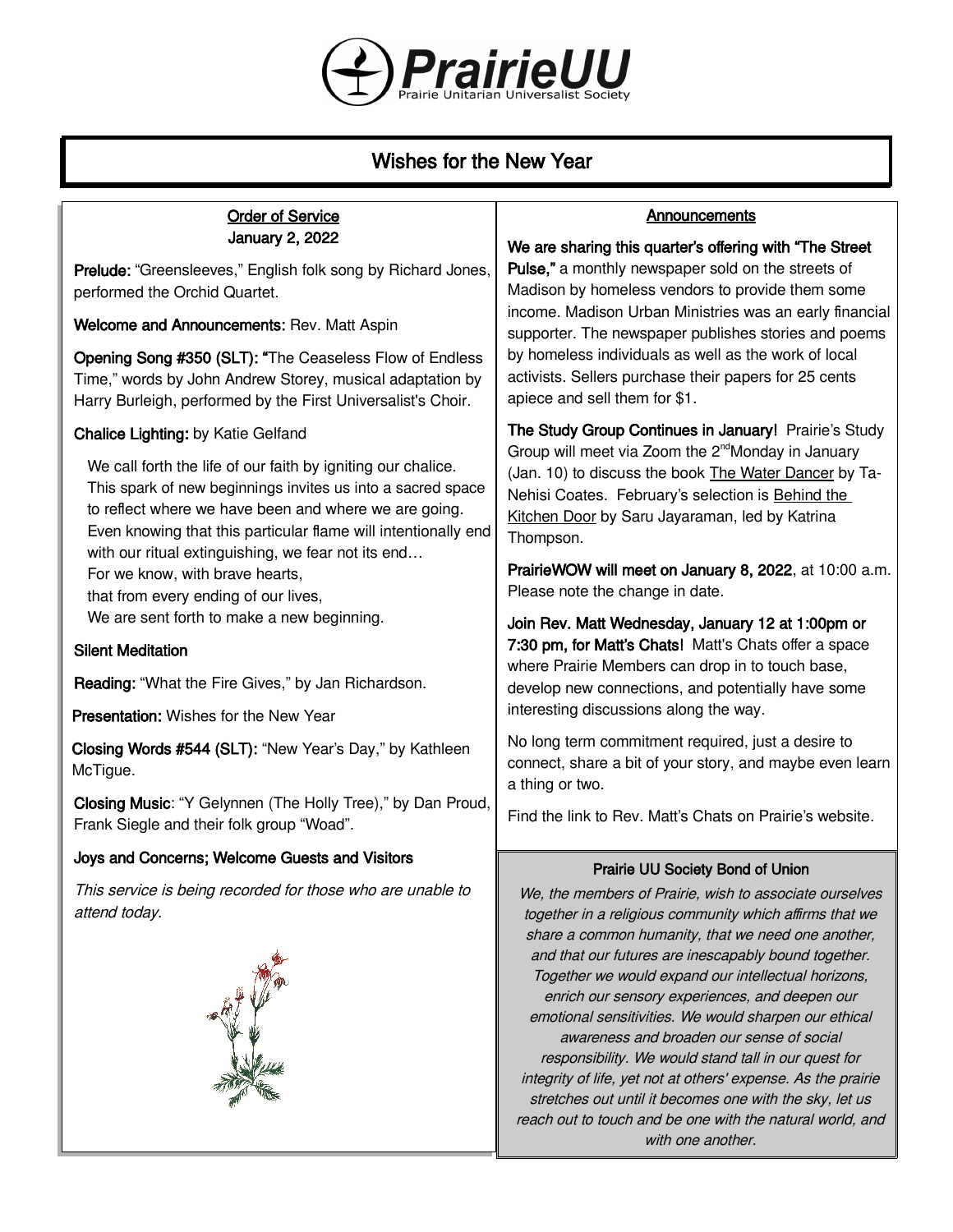# PrairieUU

Prairie Unitarian Universalist Society

## Wishes for the New Year

### Order of Service
### January 2, 2022

**Prelude:** "Greensleeves," English folk song by Richard Jones, performed the Orchid Quartet.

**Welcome and Announcements:** Rev. Matt Aspin

**Opening Song #350 (SLT): "**The Ceaseless Flow of Endless Time," words by John Andrew Storey, musical adaptation by Harry Burleigh, performed by the First Universalist's Choir.

**Chalice Lighting:** by Katie Gelfand

We call forth the life of our faith by igniting our chalice.
This spark of new beginnings invites us into a sacred space to reflect where we have been and where we are going.
Even knowing that this particular flame will intentionally end with our ritual extinguishing, we fear not its end…
For we know, with brave hearts,
that from every ending of our lives,
We are sent forth to make a new beginning.

**Silent Meditation**

**Reading:** "What the Fire Gives," by Jan Richardson.

**Presentation:** Wishes for the New Year

**Closing Words #544 (SLT):** "New Year's Day," by Kathleen McTigue.

**Closing Music**: "Y Gelynnen (The Holly Tree)," by Dan Proud, Frank Siegle and their folk group "Woad".

**Joys and Concerns; Welcome Guests and Visitors**

*This service is being recorded for those who are unable to attend today.*

### Announcements

**We are sharing this quarter's offering with "The Street Pulse,"** a monthly newspaper sold on the streets of Madison by homeless vendors to provide them some income. Madison Urban Ministries was an early financial supporter. The newspaper publishes stories and poems by homeless individuals as well as the work of local activists. Sellers purchase their papers for 25 cents apiece and sell them for $1.

**The Study Group Continues in January!** Prairie's Study Group will meet via Zoom the 2nd Monday in January (Jan. 10) to discuss the book The Water Dancer by Ta-Nehisi Coates. February's selection is Behind the Kitchen Door by Saru Jayaraman, led by Katrina Thompson.

**PrairieWOW will meet on January 8, 2022**, at 10:00 a.m. Please note the change in date.

**Join Rev. Matt Wednesday, January 12 at 1:00pm or 7:30 pm, for Matt's Chats!** Matt's Chats offer a space where Prairie Members can drop in to touch base, develop new connections, and potentially have some interesting discussions along the way.

No long term commitment required, just a desire to connect, share a bit of your story, and maybe even learn a thing or two.

Find the link to Rev. Matt's Chats on Prairie's website.

### Prairie UU Society Bond of Union

*We, the members of Prairie, wish to associate ourselves together in a religious community which affirms that we share a common humanity, that we need one another, and that our futures are inescapably bound together. Together we would expand our intellectual horizons, enrich our sensory experiences, and deepen our emotional sensitivities. We would sharpen our ethical awareness and broaden our sense of social responsibility. We would stand tall in our quest for integrity of life, yet not at others' expense. As the prairie stretches out until it becomes one with the sky, let us reach out to touch and be one with the natural world, and with one another.*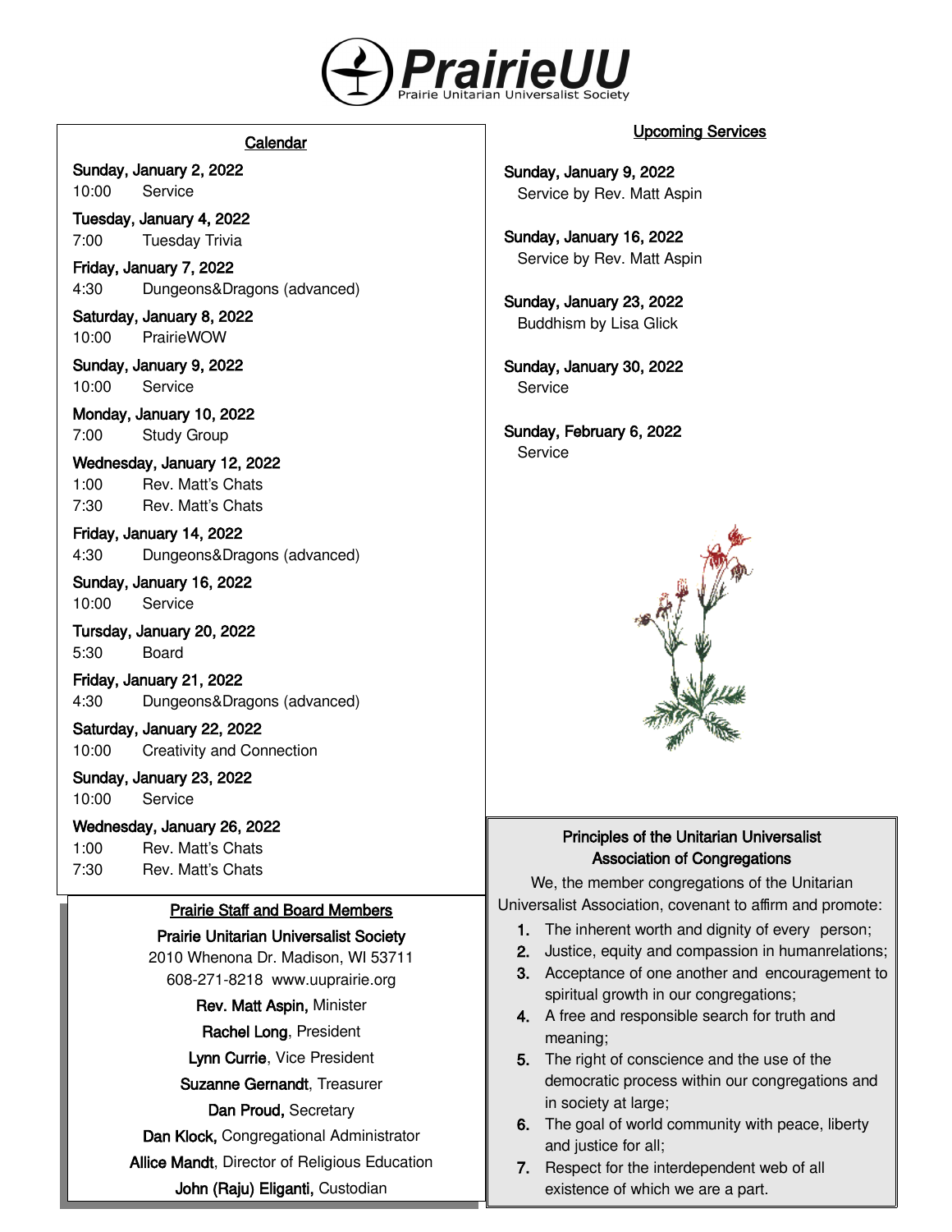# PrairieUU

Prairie Unitarian Universalist Society

## Calendar

**Sunday, January 2, 2022**
10:00 Service

**Tuesday, January 4, 2022**
7:00 Tuesday Trivia

**Friday, January 7, 2022**
4:30 Dungeons&Dragons (advanced)

**Saturday, January 8, 2022**
10:00 PrairieWOW

**Sunday, January 9, 2022**
10:00 Service

**Monday, January 10, 2022**
7:00 Study Group

**Wednesday, January 12, 2022**
1:00 Rev. Matt's Chats
7:30 Rev. Matt's Chats

**Friday, January 14, 2022**
4:30 Dungeons&Dragons (advanced)

**Sunday, January 16, 2022**
10:00 Service

**Tuesday, January 20, 2022**
5:30 Board

**Friday, January 21, 2022**
4:30 Dungeons&Dragons (advanced)

**Saturday, January 22, 2022**
10:00 Creativity and Connection

**Sunday, January 23, 2022**
10:00 Service

**Wednesday, January 26, 2022**
1:00 Rev. Matt's Chats
7:30 Rev. Matt's Chats

## Prairie Staff and Board Members

**Prairie Unitarian Universalist Society**
2010 Whenona Dr. Madison, WI 53711
608-271-8218 www.uuprairie.org

**Rev. Matt Aspin,** Minister
**Rachel Long**, President
**Lynn Currie**, Vice President
**Suzanne Gernandt**, Treasurer
**Dan Proud,** Secretary
**Dan Klock,** Congregational Administrator
**Allice Mandt**, Director of Religious Education
**John (Raju) Eliganti,** Custodian

## Upcoming Services

**Sunday, January 9, 2022**
Service by Rev. Matt Aspin

**Sunday, January 16, 2022**
Service by Rev. Matt Aspin

**Sunday, January 23, 2022**
Buddhism by Lisa Glick

**Sunday, January 30, 2022**
Service

**Sunday, February 6, 2022**
Service

## Principles of the Unitarian Universalist Association of Congregations

We, the member congregations of the Unitarian Universalist Association, covenant to affirm and promote:

1. The inherent worth and dignity of every person;
2. Justice, equity and compassion in humanrelations;
3. Acceptance of one another and encouragement to spiritual growth in our congregations;
4. A free and responsible search for truth and meaning;
5. The right of conscience and the use of the democratic process within our congregations and in society at large;
6. The goal of world community with peace, liberty and justice for all;
7. Respect for the interdependent web of all existence of which we are a part.